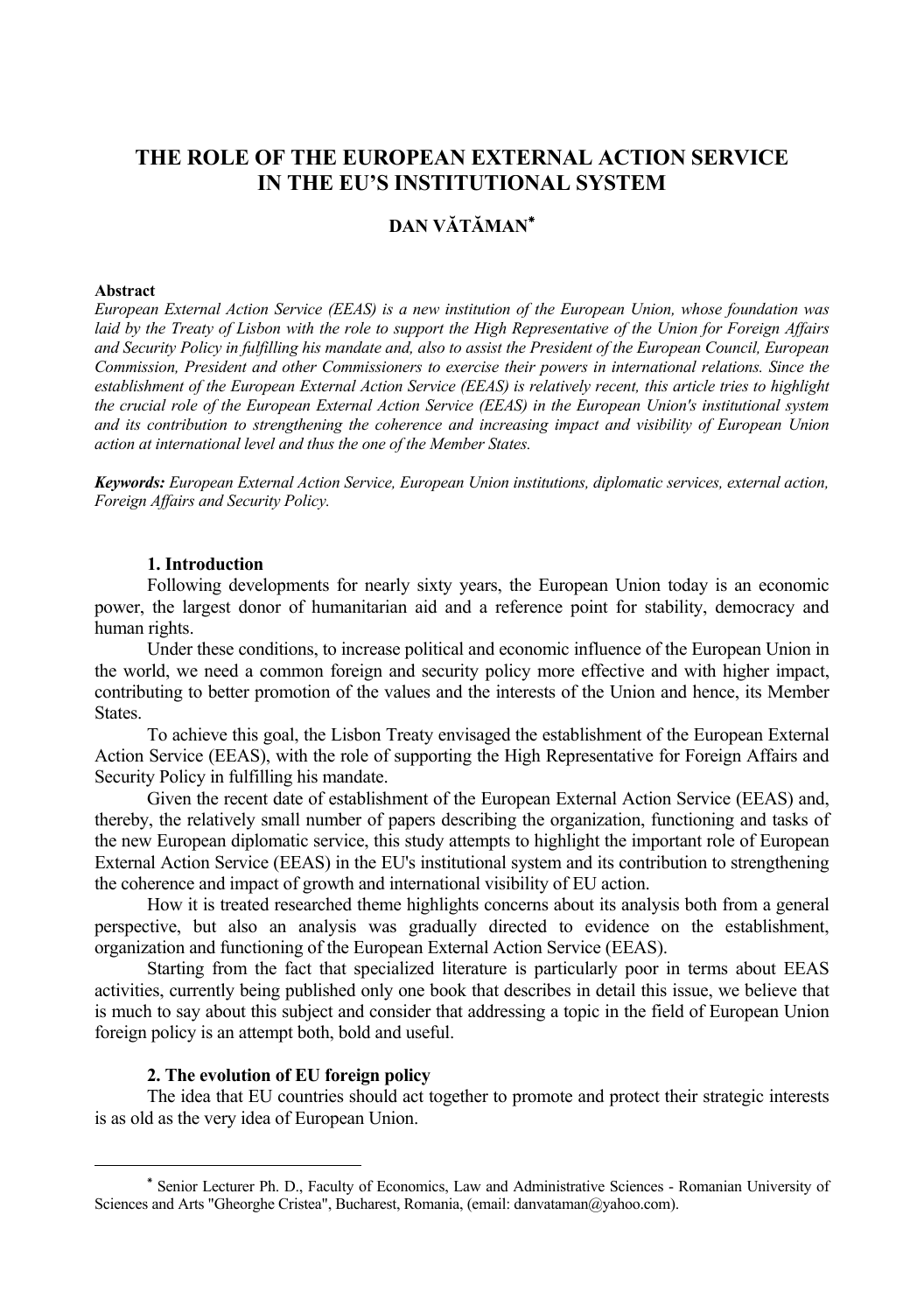# THE ROLE OF THE EUROPEAN EXTERNAL ACTION SERVICE IN THE EU'S INSTITUTIONAL SYSTEM

**DAN VĂTĂMAN***

**Abstract**

*European External Action Service (EEAS) is a new institution of the European Union, whose foundation was laid by the Treaty of Lisbon with the role to support the High Representative of the Union for Foreign Affairs and Security Policy in fulfilling his mandate and, also to assist the President of the European Council, European Commission, President and other Commissioners to exercise their powers in international relations. Since the establishment of the European External Action Service (EEAS) is relatively recent, this article tries to highlight the crucial role of the European External Action Service (EEAS) in the European Union's institutional system and its contribution to strengthening the coherence and increasing impact and visibility of European Union action at international level and thus the one of the Member States.*

***Keywords:*** *European External Action Service, European Union institutions, diplomatic services, external action, Foreign Affairs and Security Policy.*

## 1. Introduction

Following developments for nearly sixty years, the European Union today is an economic power, the largest donor of humanitarian aid and a reference point for stability, democracy and human rights.

Under these conditions, to increase political and economic influence of the European Union in the world, we need a common foreign and security policy more effective and with higher impact, contributing to better promotion of the values and the interests of the Union and hence, its Member States.

To achieve this goal, the Lisbon Treaty envisaged the establishment of the European External Action Service (EEAS), with the role of supporting the High Representative for Foreign Affairs and Security Policy in fulfilling his mandate.

Given the recent date of establishment of the European External Action Service (EEAS) and, thereby, the relatively small number of papers describing the organization, functioning and tasks of the new European diplomatic service, this study attempts to highlight the important role of European External Action Service (EEAS) in the EU's institutional system and its contribution to strengthening the coherence and impact of growth and international visibility of EU action.

How it is treated researched theme highlights concerns about its analysis both from a general perspective, but also an analysis was gradually directed to evidence on the establishment, organization and functioning of the European External Action Service (EEAS).

Starting from the fact that specialized literature is particularly poor in terms about EEAS activities, currently being published only one book that describes in detail this issue, we believe that is much to say about this subject and consider that addressing a topic in the field of European Union foreign policy is an attempt both, bold and useful.

## 2. The evolution of EU foreign policy

The idea that EU countries should act together to promote and protect their strategic interests is as old as the very idea of European Union.

---

\* Senior Lecturer Ph. D., Faculty of Economics, Law and Administrative Sciences - Romanian University of Sciences and Arts "Gheorghe Cristea", Bucharest, Romania, (email: danvataman@yahoo.com).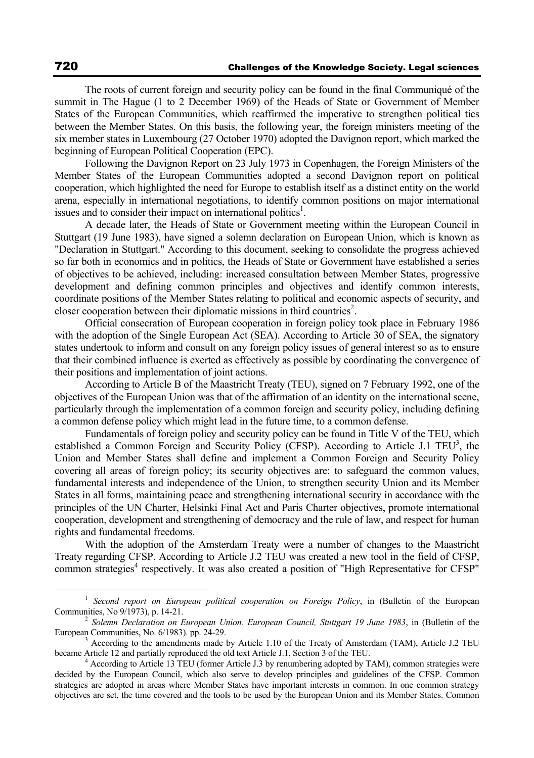The roots of current foreign and security policy can be found in the final Communiqué of the summit in The Hague (1 to 2 December 1969) of the Heads of State or Government of Member States of the European Communities, which reaffirmed the imperative to strengthen political ties between the Member States. On this basis, the following year, the foreign ministers meeting of the six member states in Luxembourg (27 October 1970) adopted the Davignon report, which marked the beginning of European Political Cooperation (EPC).

Following the Davignon Report on 23 July 1973 in Copenhagen, the Foreign Ministers of the Member States of the European Communities adopted a second Davignon report on political cooperation, which highlighted the need for Europe to establish itself as a distinct entity on the world arena, especially in international negotiations, to identify common positions on major international issues and to consider their impact on international politics[1].

A decade later, the Heads of State or Government meeting within the European Council in Stuttgart (19 June 1983), have signed a solemn declaration on European Union, which is known as "Declaration in Stuttgart." According to this document, seeking to consolidate the progress achieved so far both in economics and in politics, the Heads of State or Government have established a series of objectives to be achieved, including: increased consultation between Member States, progressive development and defining common principles and objectives and identify common interests, coordinate positions of the Member States relating to political and economic aspects of security, and closer cooperation between their diplomatic missions in third countries[2].

Official consecration of European cooperation in foreign policy took place in February 1986 with the adoption of the Single European Act (SEA). According to Article 30 of SEA, the signatory states undertook to inform and consult on any foreign policy issues of general interest so as to ensure that their combined influence is exerted as effectively as possible by coordinating the convergence of their positions and implementation of joint actions.

According to Article B of the Maastricht Treaty (TEU), signed on 7 February 1992, one of the objectives of the European Union was that of the affirmation of an identity on the international scene, particularly through the implementation of a common foreign and security policy, including defining a common defense policy which might lead in the future time, to a common defense.

Fundamentals of foreign policy and security policy can be found in Title V of the TEU, which established a Common Foreign and Security Policy (CFSP). According to Article J.1 TEU[3], the Union and Member States shall define and implement a Common Foreign and Security Policy covering all areas of foreign policy; its security objectives are: to safeguard the common values, fundamental interests and independence of the Union, to strengthen security Union and its Member States in all forms, maintaining peace and strengthening international security in accordance with the principles of the UN Charter, Helsinki Final Act and Paris Charter objectives, promote international cooperation, development and strengthening of democracy and the rule of law, and respect for human rights and fundamental freedoms.

With the adoption of the Amsterdam Treaty were a number of changes to the Maastricht Treaty regarding CFSP. According to Article J.2 TEU was created a new tool in the field of CFSP, common strategies[4] respectively. It was also created a position of "High Representative for CFSP"

---

[1] *Second report on European political cooperation on Foreign Policy*, in (Bulletin of the European Communities, No 9/1973), p. 14-21.

[2] *Solemn Declaration on European Union. European Council, Stuttgart 19 June 1983*, in (Bulletin of the European Communities, No. 6/1983). pp. 24-29.

[3] According to the amendments made by Article 1.10 of the Treaty of Amsterdam (TAM), Article J.2 TEU became Article 12 and partially reproduced the old text Article J.1, Section 3 of the TEU.

[4] According to Article 13 TEU (former Article J.3 by renumbering adopted by TAM), common strategies were decided by the European Council, which also serve to develop principles and guidelines of the CFSP. Common strategies are adopted in areas where Member States have important interests in common. In one common strategy objectives are set, the time covered and the tools to be used by the European Union and its Member States. Common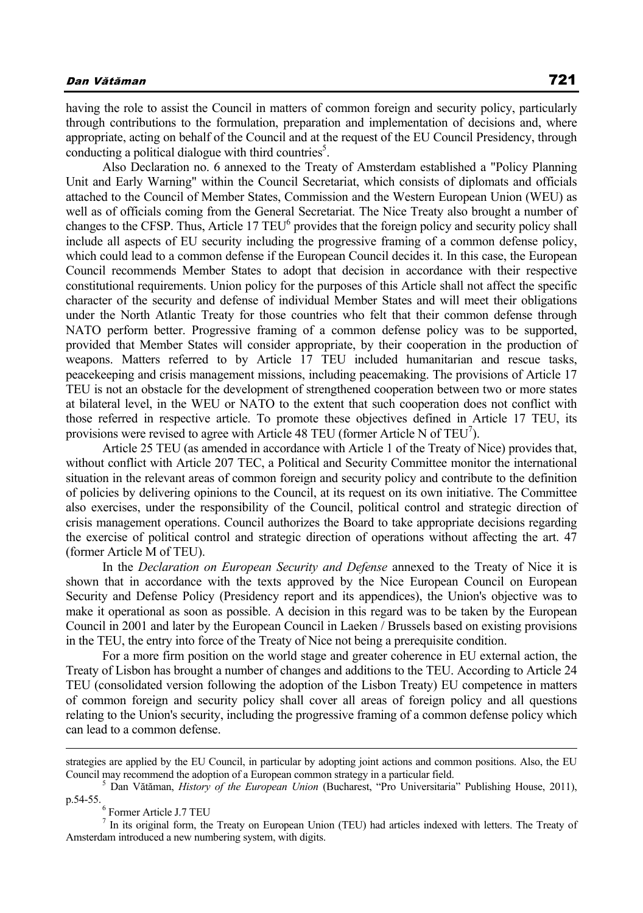having the role to assist the Council in matters of common foreign and security policy, particularly through contributions to the formulation, preparation and implementation of decisions and, where appropriate, acting on behalf of the Council and at the request of the EU Council Presidency, through conducting a political dialogue with third countries[5].

Also Declaration no. 6 annexed to the Treaty of Amsterdam established a "Policy Planning Unit and Early Warning" within the Council Secretariat, which consists of diplomats and officials attached to the Council of Member States, Commission and the Western European Union (WEU) as well as of officials coming from the General Secretariat. The Nice Treaty also brought a number of changes to the CFSP. Thus, Article 17 TEU[6] provides that the foreign policy and security policy shall include all aspects of EU security including the progressive framing of a common defense policy, which could lead to a common defense if the European Council decides it. In this case, the European Council recommends Member States to adopt that decision in accordance with their respective constitutional requirements. Union policy for the purposes of this Article shall not affect the specific character of the security and defense of individual Member States and will meet their obligations under the North Atlantic Treaty for those countries who felt that their common defense through NATO perform better. Progressive framing of a common defense policy was to be supported, provided that Member States will consider appropriate, by their cooperation in the production of weapons. Matters referred to by Article 17 TEU included humanitarian and rescue tasks, peacekeeping and crisis management missions, including peacemaking. The provisions of Article 17 TEU is not an obstacle for the development of strengthened cooperation between two or more states at bilateral level, in the WEU or NATO to the extent that such cooperation does not conflict with those referred in respective article. To promote these objectives defined in Article 17 TEU, its provisions were revised to agree with Article 48 TEU (former Article N of TEU[7]).

Article 25 TEU (as amended in accordance with Article 1 of the Treaty of Nice) provides that, without conflict with Article 207 TEC, a Political and Security Committee monitor the international situation in the relevant areas of common foreign and security policy and contribute to the definition of policies by delivering opinions to the Council, at its request on its own initiative. The Committee also exercises, under the responsibility of the Council, political control and strategic direction of crisis management operations. Council authorizes the Board to take appropriate decisions regarding the exercise of political control and strategic direction of operations without affecting the art. 47 (former Article M of TEU).

In the *Declaration on European Security and Defense* annexed to the Treaty of Nice it is shown that in accordance with the texts approved by the Nice European Council on European Security and Defense Policy (Presidency report and its appendices), the Union's objective was to make it operational as soon as possible. A decision in this regard was to be taken by the European Council in 2001 and later by the European Council in Laeken / Brussels based on existing provisions in the TEU, the entry into force of the Treaty of Nice not being a prerequisite condition.

For a more firm position on the world stage and greater coherence in EU external action, the Treaty of Lisbon has brought a number of changes and additions to the TEU. According to Article 24 TEU (consolidated version following the adoption of the Lisbon Treaty) EU competence in matters of common foreign and security policy shall cover all areas of foreign policy and all questions relating to the Union's security, including the progressive framing of a common defense policy which can lead to a common defense.

---

strategies are applied by the EU Council, in particular by adopting joint actions and common positions. Also, the EU Council may recommend the adoption of a European common strategy in a particular field.

[5] Dan Vătăman, *History of the European Union* (Bucharest, "Pro Universitaria" Publishing House, 2011), p.54-55.

[6] Former Article J.7 TEU

[7] In its original form, the Treaty on European Union (TEU) had articles indexed with letters. The Treaty of Amsterdam introduced a new numbering system, with digits.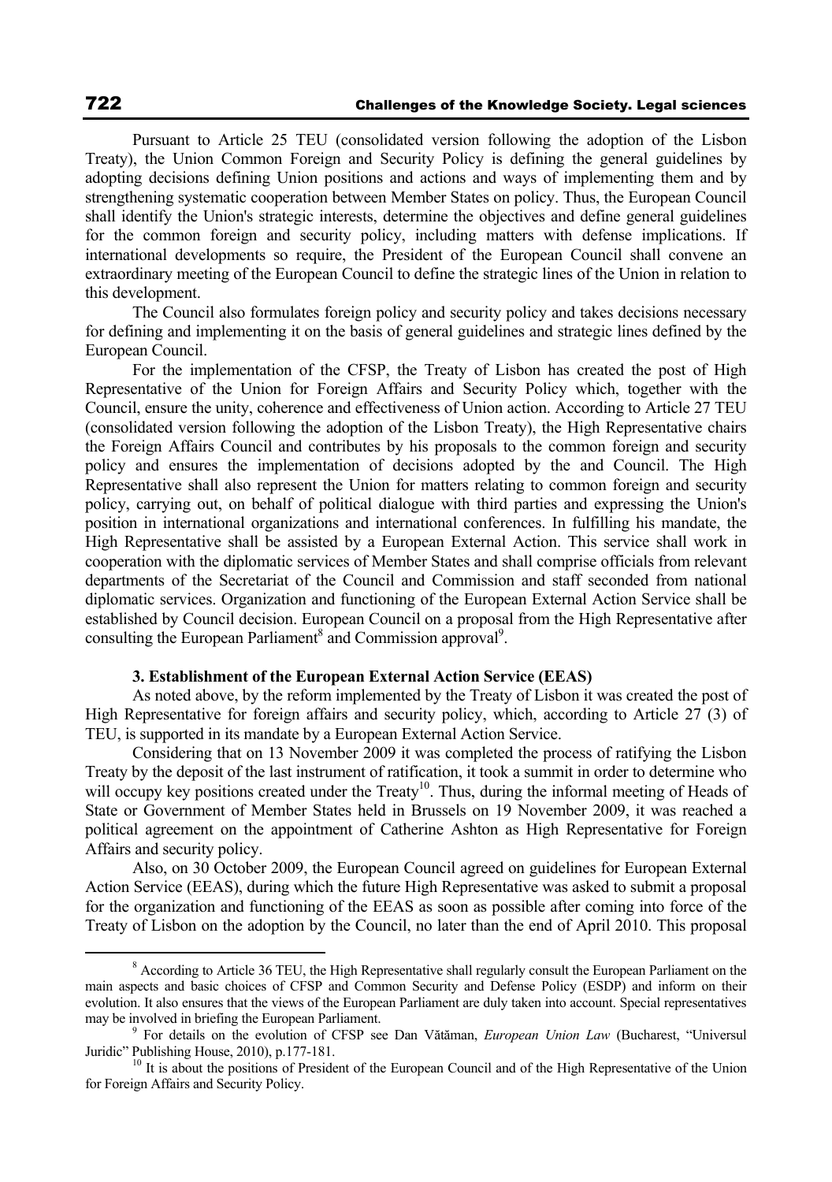Pursuant to Article 25 TEU (consolidated version following the adoption of the Lisbon Treaty), the Union Common Foreign and Security Policy is defining the general guidelines by adopting decisions defining Union positions and actions and ways of implementing them and by strengthening systematic cooperation between Member States on policy. Thus, the European Council shall identify the Union's strategic interests, determine the objectives and define general guidelines for the common foreign and security policy, including matters with defense implications. If international developments so require, the President of the European Council shall convene an extraordinary meeting of the European Council to define the strategic lines of the Union in relation to this development.

The Council also formulates foreign policy and security policy and takes decisions necessary for defining and implementing it on the basis of general guidelines and strategic lines defined by the European Council.

For the implementation of the CFSP, the Treaty of Lisbon has created the post of High Representative of the Union for Foreign Affairs and Security Policy which, together with the Council, ensure the unity, coherence and effectiveness of Union action. According to Article 27 TEU (consolidated version following the adoption of the Lisbon Treaty), the High Representative chairs the Foreign Affairs Council and contributes by his proposals to the common foreign and security policy and ensures the implementation of decisions adopted by the and Council. The High Representative shall also represent the Union for matters relating to common foreign and security policy, carrying out, on behalf of political dialogue with third parties and expressing the Union's position in international organizations and international conferences. In fulfilling his mandate, the High Representative shall be assisted by a European External Action. This service shall work in cooperation with the diplomatic services of Member States and shall comprise officials from relevant departments of the Secretariat of the Council and Commission and staff seconded from national diplomatic services. Organization and functioning of the European External Action Service shall be established by Council decision. European Council on a proposal from the High Representative after consulting the European Parliament[8] and Commission approval[9].

### 3. Establishment of the European External Action Service (EEAS)

As noted above, by the reform implemented by the Treaty of Lisbon it was created the post of High Representative for foreign affairs and security policy, which, according to Article 27 (3) of TEU, is supported in its mandate by a European External Action Service.

Considering that on 13 November 2009 it was completed the process of ratifying the Lisbon Treaty by the deposit of the last instrument of ratification, it took a summit in order to determine who will occupy key positions created under the Treaty[10]. Thus, during the informal meeting of Heads of State or Government of Member States held in Brussels on 19 November 2009, it was reached a political agreement on the appointment of Catherine Ashton as High Representative for Foreign Affairs and security policy.

Also, on 30 October 2009, the European Council agreed on guidelines for European External Action Service (EEAS), during which the future High Representative was asked to submit a proposal for the organization and functioning of the EEAS as soon as possible after coming into force of the Treaty of Lisbon on the adoption by the Council, no later than the end of April 2010. This proposal

---

[8] According to Article 36 TEU, the High Representative shall regularly consult the European Parliament on the main aspects and basic choices of CFSP and Common Security and Defense Policy (ESDP) and inform on their evolution. It also ensures that the views of the European Parliament are duly taken into account. Special representatives may be involved in briefing the European Parliament.

[9] For details on the evolution of CFSP see Dan Vătăman, *European Union Law* (Bucharest, "Universul Juridic" Publishing House, 2010), p.177-181.

[10] It is about the positions of President of the European Council and of the High Representative of the Union for Foreign Affairs and Security Policy.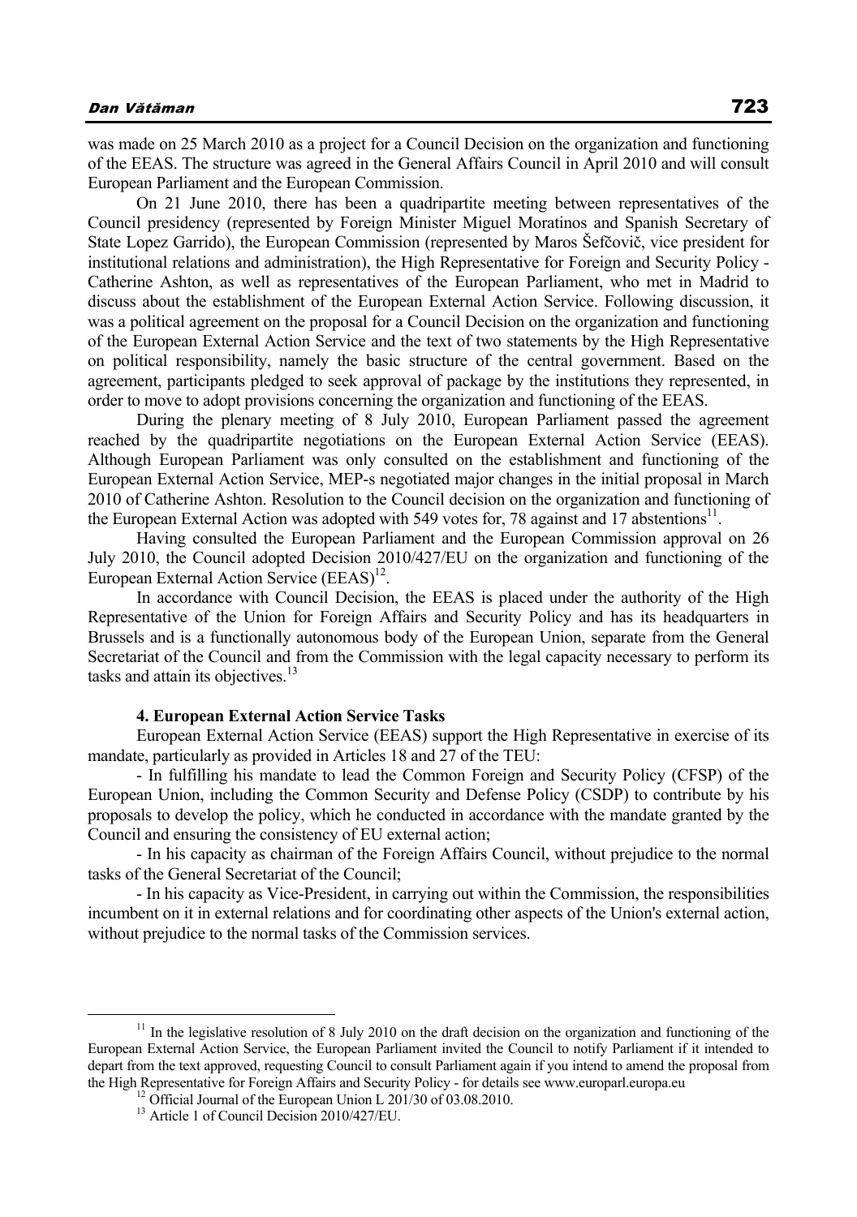was made on 25 March 2010 as a project for a Council Decision on the organization and functioning of the EEAS. The structure was agreed in the General Affairs Council in April 2010 and will consult European Parliament and the European Commission.

On 21 June 2010, there has been a quadripartite meeting between representatives of the Council presidency (represented by Foreign Minister Miguel Moratinos and Spanish Secretary of State Lopez Garrido), the European Commission (represented by Maros Šefčovič, vice president for institutional relations and administration), the High Representative for Foreign and Security Policy - Catherine Ashton, as well as representatives of the European Parliament, who met in Madrid to discuss about the establishment of the European External Action Service. Following discussion, it was a political agreement on the proposal for a Council Decision on the organization and functioning of the European External Action Service and the text of two statements by the High Representative on political responsibility, namely the basic structure of the central government. Based on the agreement, participants pledged to seek approval of package by the institutions they represented, in order to move to adopt provisions concerning the organization and functioning of the EEAS.

During the plenary meeting of 8 July 2010, European Parliament passed the agreement reached by the quadripartite negotiations on the European External Action Service (EEAS). Although European Parliament was only consulted on the establishment and functioning of the European External Action Service, MEP-s negotiated major changes in the initial proposal in March 2010 of Catherine Ashton. Resolution to the Council decision on the organization and functioning of the European External Action was adopted with 549 votes for, 78 against and 17 abstentions[11].

Having consulted the European Parliament and the European Commission approval on 26 July 2010, the Council adopted Decision 2010/427/EU on the organization and functioning of the European External Action Service (EEAS)[12].

In accordance with Council Decision, the EEAS is placed under the authority of the High Representative of the Union for Foreign Affairs and Security Policy and has its headquarters in Brussels and is a functionally autonomous body of the European Union, separate from the General Secretariat of the Council and from the Commission with the legal capacity necessary to perform its tasks and attain its objectives.[13]

### 4. European External Action Service Tasks

European External Action Service (EEAS) support the High Representative in exercise of its mandate, particularly as provided in Articles 18 and 27 of the TEU:

- In fulfilling his mandate to lead the Common Foreign and Security Policy (CFSP) of the European Union, including the Common Security and Defense Policy (CSDP) to contribute by his proposals to develop the policy, which he conducted in accordance with the mandate granted by the Council and ensuring the consistency of EU external action;

- In his capacity as chairman of the Foreign Affairs Council, without prejudice to the normal tasks of the General Secretariat of the Council;

- In his capacity as Vice-President, in carrying out within the Commission, the responsibilities incumbent on it in external relations and for coordinating other aspects of the Union's external action, without prejudice to the normal tasks of the Commission services.

---

[11] In the legislative resolution of 8 July 2010 on the draft decision on the organization and functioning of the European External Action Service, the European Parliament invited the Council to notify Parliament if it intended to depart from the text approved, requesting Council to consult Parliament again if you intend to amend the proposal from the High Representative for Foreign Affairs and Security Policy - for details see www.europarl.europa.eu

[12] Official Journal of the European Union L 201/30 of 03.08.2010.

[13] Article 1 of Council Decision 2010/427/EU.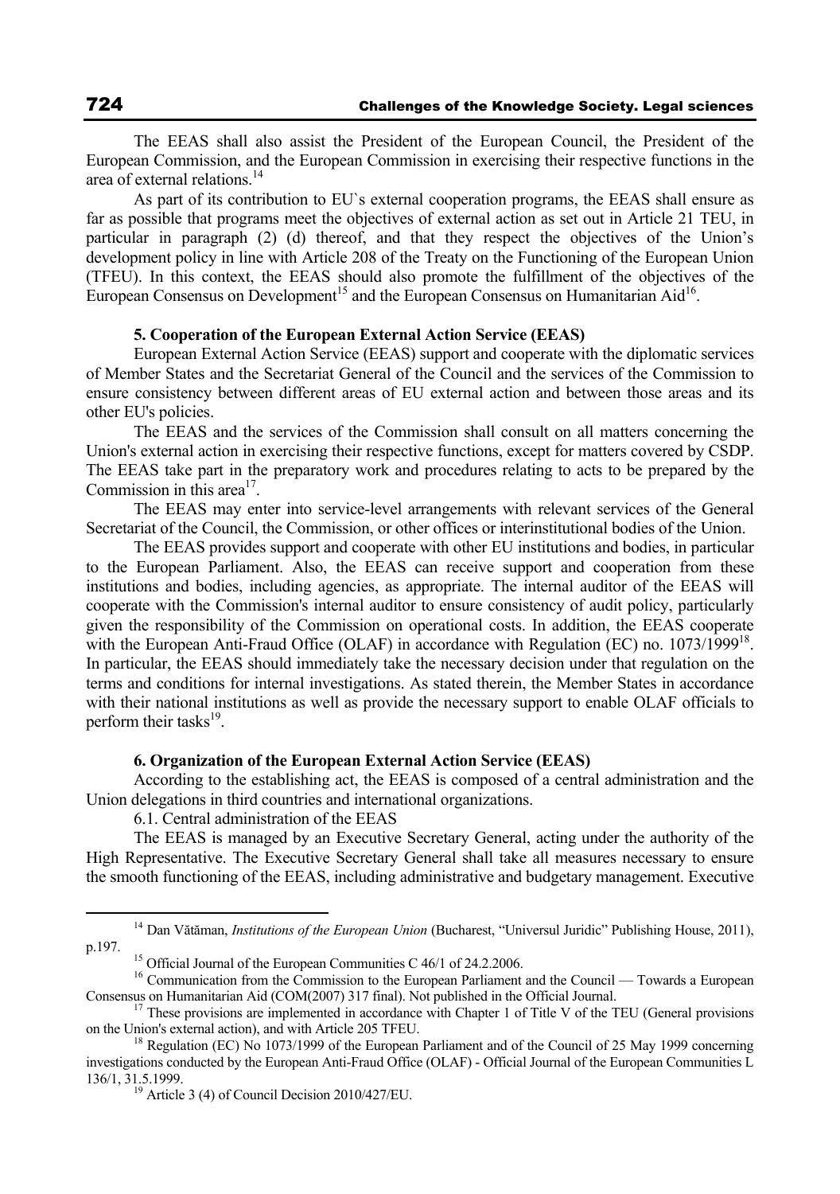The EEAS shall also assist the President of the European Council, the President of the European Commission, and the European Commission in exercising their respective functions in the area of external relations.[14]

As part of its contribution to EU`s external cooperation programs, the EEAS shall ensure as far as possible that programs meet the objectives of external action as set out in Article 21 TEU, in particular in paragraph (2) (d) thereof, and that they respect the objectives of the Union's development policy in line with Article 208 of the Treaty on the Functioning of the European Union (TFEU). In this context, the EEAS should also promote the fulfillment of the objectives of the European Consensus on Development[15] and the European Consensus on Humanitarian Aid[16].

**5. Cooperation of the European External Action Service (EEAS)**

European External Action Service (EEAS) support and cooperate with the diplomatic services of Member States and the Secretariat General of the Council and the services of the Commission to ensure consistency between different areas of EU external action and between those areas and its other EU's policies.

The EEAS and the services of the Commission shall consult on all matters concerning the Union's external action in exercising their respective functions, except for matters covered by CSDP. The EEAS take part in the preparatory work and procedures relating to acts to be prepared by the Commission in this area[17].

The EEAS may enter into service-level arrangements with relevant services of the General Secretariat of the Council, the Commission, or other offices or interinstitutional bodies of the Union.

The EEAS provides support and cooperate with other EU institutions and bodies, in particular to the European Parliament. Also, the EEAS can receive support and cooperation from these institutions and bodies, including agencies, as appropriate. The internal auditor of the EEAS will cooperate with the Commission's internal auditor to ensure consistency of audit policy, particularly given the responsibility of the Commission on operational costs. In addition, the EEAS cooperate with the European Anti-Fraud Office (OLAF) in accordance with Regulation (EC) no. 1073/1999[18]. In particular, the EEAS should immediately take the necessary decision under that regulation on the terms and conditions for internal investigations. As stated therein, the Member States in accordance with their national institutions as well as provide the necessary support to enable OLAF officials to perform their tasks[19].

**6. Organization of the European External Action Service (EEAS)**

According to the establishing act, the EEAS is composed of a central administration and the Union delegations in third countries and international organizations.

6.1. Central administration of the EEAS

The EEAS is managed by an Executive Secretary General, acting under the authority of the High Representative. The Executive Secretary General shall take all measures necessary to ensure the smooth functioning of the EEAS, including administrative and budgetary management. Executive

---

[14] Dan Vătăman, *Institutions of the European Union* (Bucharest, "Universul Juridic" Publishing House, 2011), p.197.

[15] Official Journal of the European Communities C 46/1 of 24.2.2006.

[16] Communication from the Commission to the European Parliament and the Council — Towards a European Consensus on Humanitarian Aid (COM(2007) 317 final). Not published in the Official Journal.

[17] These provisions are implemented in accordance with Chapter 1 of Title V of the TEU (General provisions on the Union's external action), and with Article 205 TFEU.

[18] Regulation (EC) No 1073/1999 of the European Parliament and of the Council of 25 May 1999 concerning investigations conducted by the European Anti-Fraud Office (OLAF) - Official Journal of the European Communities L 136/1, 31.5.1999.

[19] Article 3 (4) of Council Decision 2010/427/EU.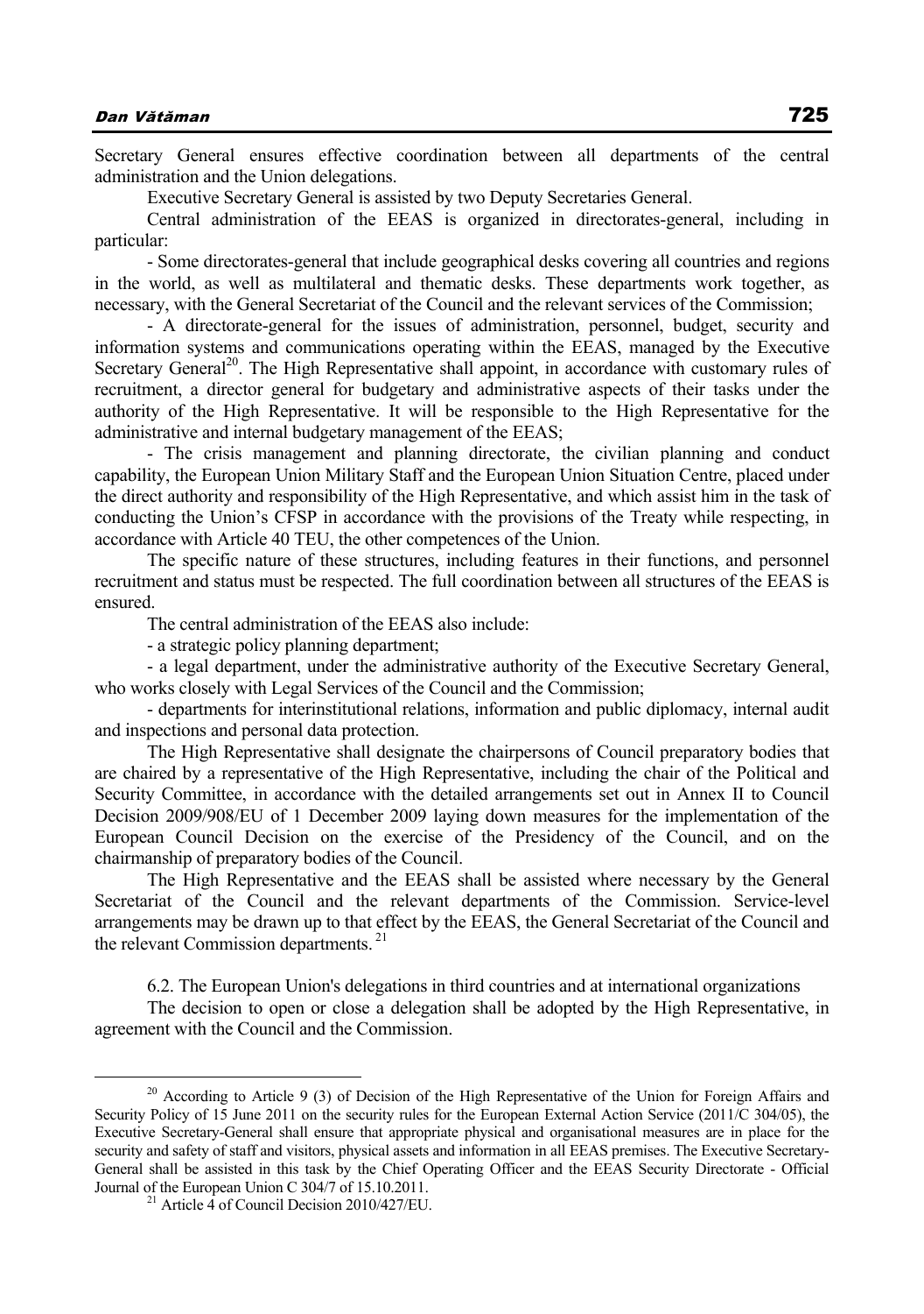Secretary General ensures effective coordination between all departments of the central administration and the Union delegations.

Executive Secretary General is assisted by two Deputy Secretaries General.

Central administration of the EEAS is organized in directorates-general, including in particular:

- Some directorates-general that include geographical desks covering all countries and regions in the world, as well as multilateral and thematic desks. These departments work together, as necessary, with the General Secretariat of the Council and the relevant services of the Commission;

- A directorate-general for the issues of administration, personnel, budget, security and information systems and communications operating within the EEAS, managed by the Executive Secretary General[20]. The High Representative shall appoint, in accordance with customary rules of recruitment, a director general for budgetary and administrative aspects of their tasks under the authority of the High Representative. It will be responsible to the High Representative for the administrative and internal budgetary management of the EEAS;

- The crisis management and planning directorate, the civilian planning and conduct capability, the European Union Military Staff and the European Union Situation Centre, placed under the direct authority and responsibility of the High Representative, and which assist him in the task of conducting the Union's CFSP in accordance with the provisions of the Treaty while respecting, in accordance with Article 40 TEU, the other competences of the Union.

The specific nature of these structures, including features in their functions, and personnel recruitment and status must be respected. The full coordination between all structures of the EEAS is ensured.

The central administration of the EEAS also include:

- a strategic policy planning department;

- a legal department, under the administrative authority of the Executive Secretary General, who works closely with Legal Services of the Council and the Commission;

- departments for interinstitutional relations, information and public diplomacy, internal audit and inspections and personal data protection.

The High Representative shall designate the chairpersons of Council preparatory bodies that are chaired by a representative of the High Representative, including the chair of the Political and Security Committee, in accordance with the detailed arrangements set out in Annex II to Council Decision 2009/908/EU of 1 December 2009 laying down measures for the implementation of the European Council Decision on the exercise of the Presidency of the Council, and on the chairmanship of preparatory bodies of the Council.

The High Representative and the EEAS shall be assisted where necessary by the General Secretariat of the Council and the relevant departments of the Commission. Service-level arrangements may be drawn up to that effect by the EEAS, the General Secretariat of the Council and the relevant Commission departments.[21]

6.2. The European Union's delegations in third countries and at international organizations

The decision to open or close a delegation shall be adopted by the High Representative, in agreement with the Council and the Commission.

---

[20] According to Article 9 (3) of Decision of the High Representative of the Union for Foreign Affairs and Security Policy of 15 June 2011 on the security rules for the European External Action Service (2011/C 304/05), the Executive Secretary-General shall ensure that appropriate physical and organisational measures are in place for the security and safety of staff and visitors, physical assets and information in all EEAS premises. The Executive Secretary-General shall be assisted in this task by the Chief Operating Officer and the EEAS Security Directorate - Official Journal of the European Union C 304/7 of 15.10.2011.

[21] Article 4 of Council Decision 2010/427/EU.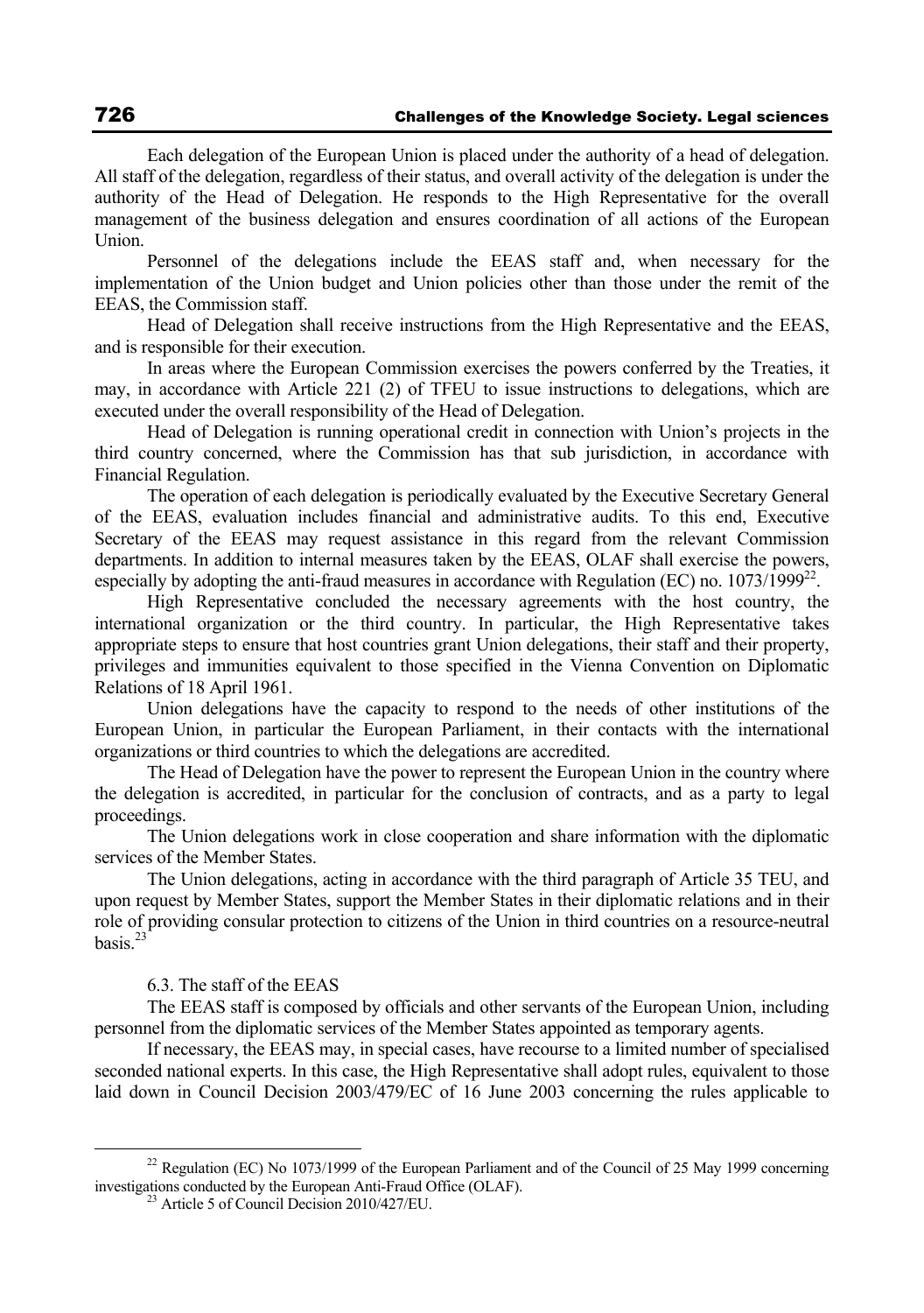Each delegation of the European Union is placed under the authority of a head of delegation. All staff of the delegation, regardless of their status, and overall activity of the delegation is under the authority of the Head of Delegation. He responds to the High Representative for the overall management of the business delegation and ensures coordination of all actions of the European Union.

Personnel of the delegations include the EEAS staff and, when necessary for the implementation of the Union budget and Union policies other than those under the remit of the EEAS, the Commission staff.

Head of Delegation shall receive instructions from the High Representative and the EEAS, and is responsible for their execution.

In areas where the European Commission exercises the powers conferred by the Treaties, it may, in accordance with Article 221 (2) of TFEU to issue instructions to delegations, which are executed under the overall responsibility of the Head of Delegation.

Head of Delegation is running operational credit in connection with Union's projects in the third country concerned, where the Commission has that sub jurisdiction, in accordance with Financial Regulation.

The operation of each delegation is periodically evaluated by the Executive Secretary General of the EEAS, evaluation includes financial and administrative audits. To this end, Executive Secretary of the EEAS may request assistance in this regard from the relevant Commission departments. In addition to internal measures taken by the EEAS, OLAF shall exercise the powers, especially by adopting the anti-fraud measures in accordance with Regulation (EC) no. 1073/1999[22].

High Representative concluded the necessary agreements with the host country, the international organization or the third country. In particular, the High Representative takes appropriate steps to ensure that host countries grant Union delegations, their staff and their property, privileges and immunities equivalent to those specified in the Vienna Convention on Diplomatic Relations of 18 April 1961.

Union delegations have the capacity to respond to the needs of other institutions of the European Union, in particular the European Parliament, in their contacts with the international organizations or third countries to which the delegations are accredited.

The Head of Delegation have the power to represent the European Union in the country where the delegation is accredited, in particular for the conclusion of contracts, and as a party to legal proceedings.

The Union delegations work in close cooperation and share information with the diplomatic services of the Member States.

The Union delegations, acting in accordance with the third paragraph of Article 35 TEU, and upon request by Member States, support the Member States in their diplomatic relations and in their role of providing consular protection to citizens of the Union in third countries on a resource-neutral basis.[23]

### 6.3. The staff of the EEAS

The EEAS staff is composed by officials and other servants of the European Union, including personnel from the diplomatic services of the Member States appointed as temporary agents.

If necessary, the EEAS may, in special cases, have recourse to a limited number of specialised seconded national experts. In this case, the High Representative shall adopt rules, equivalent to those laid down in Council Decision 2003/479/EC of 16 June 2003 concerning the rules applicable to

---

[22] Regulation (EC) No 1073/1999 of the European Parliament and of the Council of 25 May 1999 concerning investigations conducted by the European Anti-Fraud Office (OLAF).

[23] Article 5 of Council Decision 2010/427/EU.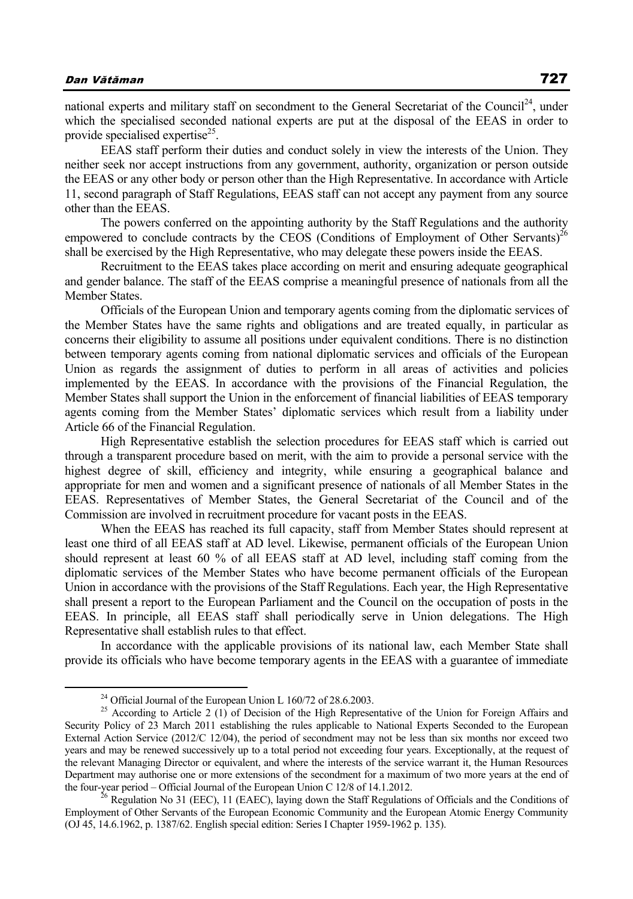national experts and military staff on secondment to the General Secretariat of the Council[24], under which the specialised seconded national experts are put at the disposal of the EEAS in order to provide specialised expertise[25].

EEAS staff perform their duties and conduct solely in view the interests of the Union. They neither seek nor accept instructions from any government, authority, organization or person outside the EEAS or any other body or person other than the High Representative. In accordance with Article 11, second paragraph of Staff Regulations, EEAS staff can not accept any payment from any source other than the EEAS.

The powers conferred on the appointing authority by the Staff Regulations and the authority empowered to conclude contracts by the CEOS (Conditions of Employment of Other Servants)[26] shall be exercised by the High Representative, who may delegate these powers inside the EEAS.

Recruitment to the EEAS takes place according on merit and ensuring adequate geographical and gender balance. The staff of the EEAS comprise a meaningful presence of nationals from all the Member States.

Officials of the European Union and temporary agents coming from the diplomatic services of the Member States have the same rights and obligations and are treated equally, in particular as concerns their eligibility to assume all positions under equivalent conditions. There is no distinction between temporary agents coming from national diplomatic services and officials of the European Union as regards the assignment of duties to perform in all areas of activities and policies implemented by the EEAS. In accordance with the provisions of the Financial Regulation, the Member States shall support the Union in the enforcement of financial liabilities of EEAS temporary agents coming from the Member States' diplomatic services which result from a liability under Article 66 of the Financial Regulation.

High Representative establish the selection procedures for EEAS staff which is carried out through a transparent procedure based on merit, with the aim to provide a personal service with the highest degree of skill, efficiency and integrity, while ensuring a geographical balance and appropriate for men and women and a significant presence of nationals of all Member States in the EEAS. Representatives of Member States, the General Secretariat of the Council and of the Commission are involved in recruitment procedure for vacant posts in the EEAS.

When the EEAS has reached its full capacity, staff from Member States should represent at least one third of all EEAS staff at AD level. Likewise, permanent officials of the European Union should represent at least 60 % of all EEAS staff at AD level, including staff coming from the diplomatic services of the Member States who have become permanent officials of the European Union in accordance with the provisions of the Staff Regulations. Each year, the High Representative shall present a report to the European Parliament and the Council on the occupation of posts in the EEAS. In principle, all EEAS staff shall periodically serve in Union delegations. The High Representative shall establish rules to that effect.

In accordance with the applicable provisions of its national law, each Member State shall provide its officials who have become temporary agents in the EEAS with a guarantee of immediate

---

[24] Official Journal of the European Union L 160/72 of 28.6.2003.

[25] According to Article 2 (1) of Decision of the High Representative of the Union for Foreign Affairs and Security Policy of 23 March 2011 establishing the rules applicable to National Experts Seconded to the European External Action Service (2012/C 12/04), the period of secondment may not be less than six months nor exceed two years and may be renewed successively up to a total period not exceeding four years. Exceptionally, at the request of the relevant Managing Director or equivalent, and where the interests of the service warrant it, the Human Resources Department may authorise one or more extensions of the secondment for a maximum of two more years at the end of the four-year period – Official Journal of the European Union C 12/8 of 14.1.2012.

[26] Regulation No 31 (EEC), 11 (EAEC), laying down the Staff Regulations of Officials and the Conditions of Employment of Other Servants of the European Economic Community and the European Atomic Energy Community (OJ 45, 14.6.1962, p. 1387/62. English special edition: Series I Chapter 1959-1962 p. 135).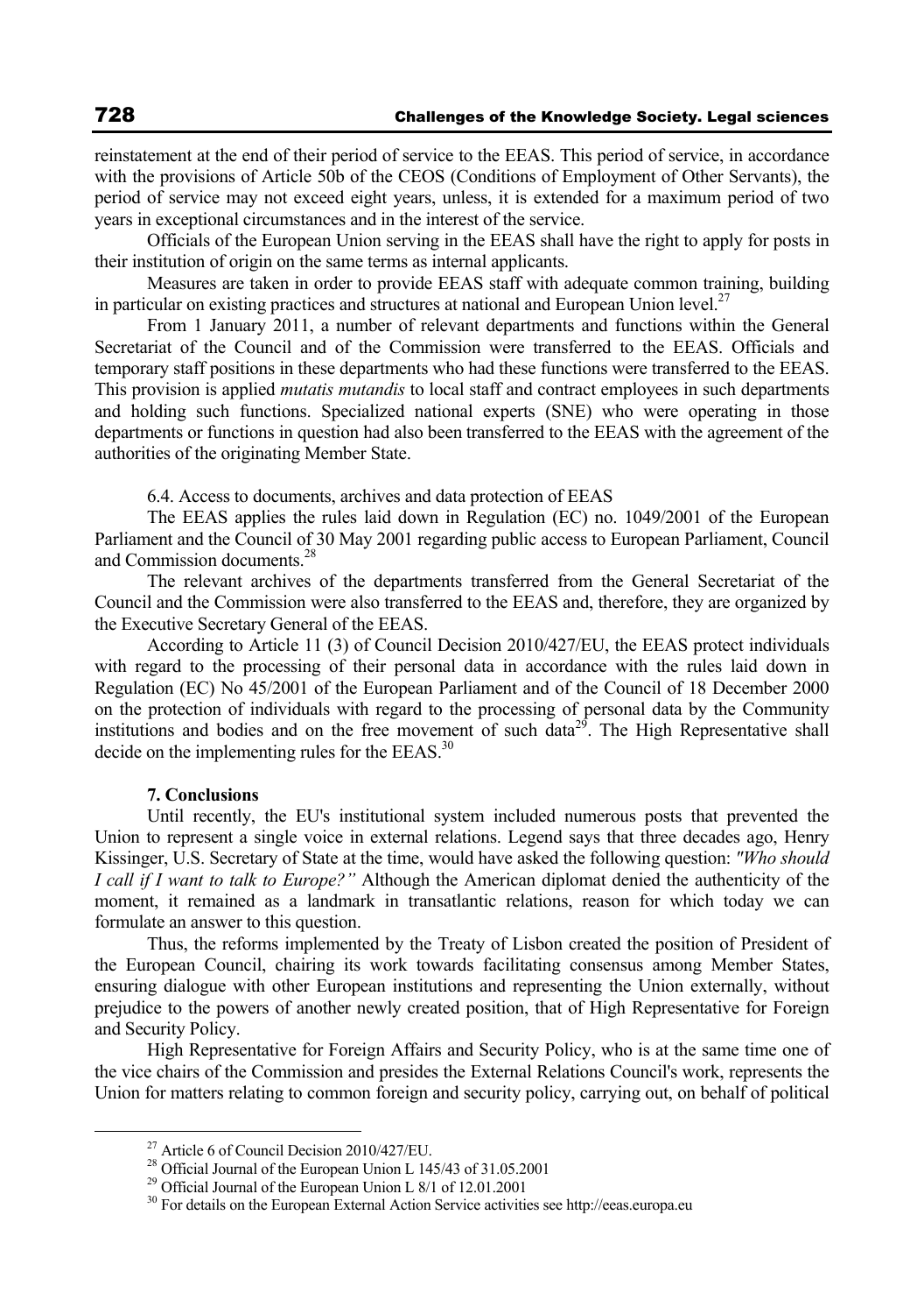reinstatement at the end of their period of service to the EEAS. This period of service, in accordance with the provisions of Article 50b of the CEOS (Conditions of Employment of Other Servants), the period of service may not exceed eight years, unless, it is extended for a maximum period of two years in exceptional circumstances and in the interest of the service.

Officials of the European Union serving in the EEAS shall have the right to apply for posts in their institution of origin on the same terms as internal applicants.

Measures are taken in order to provide EEAS staff with adequate common training, building in particular on existing practices and structures at national and European Union level.[27]

From 1 January 2011, a number of relevant departments and functions within the General Secretariat of the Council and of the Commission were transferred to the EEAS. Officials and temporary staff positions in these departments who had these functions were transferred to the EEAS. This provision is applied *mutatis mutandis* to local staff and contract employees in such departments and holding such functions. Specialized national experts (SNE) who were operating in those departments or functions in question had also been transferred to the EEAS with the agreement of the authorities of the originating Member State.

6.4. Access to documents, archives and data protection of EEAS

The EEAS applies the rules laid down in Regulation (EC) no. 1049/2001 of the European Parliament and the Council of 30 May 2001 regarding public access to European Parliament, Council and Commission documents.[28]

The relevant archives of the departments transferred from the General Secretariat of the Council and the Commission were also transferred to the EEAS and, therefore, they are organized by the Executive Secretary General of the EEAS.

According to Article 11 (3) of Council Decision 2010/427/EU, the EEAS protect individuals with regard to the processing of their personal data in accordance with the rules laid down in Regulation (EC) No 45/2001 of the European Parliament and of the Council of 18 December 2000 on the protection of individuals with regard to the processing of personal data by the Community institutions and bodies and on the free movement of such data[29]. The High Representative shall decide on the implementing rules for the EEAS.[30]

## 7. Conclusions

Until recently, the EU's institutional system included numerous posts that prevented the Union to represent a single voice in external relations. Legend says that three decades ago, Henry Kissinger, U.S. Secretary of State at the time, would have asked the following question: *"Who should I call if I want to talk to Europe?"* Although the American diplomat denied the authenticity of the moment, it remained as a landmark in transatlantic relations, reason for which today we can formulate an answer to this question.

Thus, the reforms implemented by the Treaty of Lisbon created the position of President of the European Council, chairing its work towards facilitating consensus among Member States, ensuring dialogue with other European institutions and representing the Union externally, without prejudice to the powers of another newly created position, that of High Representative for Foreign and Security Policy.

High Representative for Foreign Affairs and Security Policy, who is at the same time one of the vice chairs of the Commission and presides the External Relations Council's work, represents the Union for matters relating to common foreign and security policy, carrying out, on behalf of political

---

[27] Article 6 of Council Decision 2010/427/EU.

[28] Official Journal of the European Union L 145/43 of 31.05.2001

[29] Official Journal of the European Union L 8/1 of 12.01.2001

[30] For details on the European External Action Service activities see http://eeas.europa.eu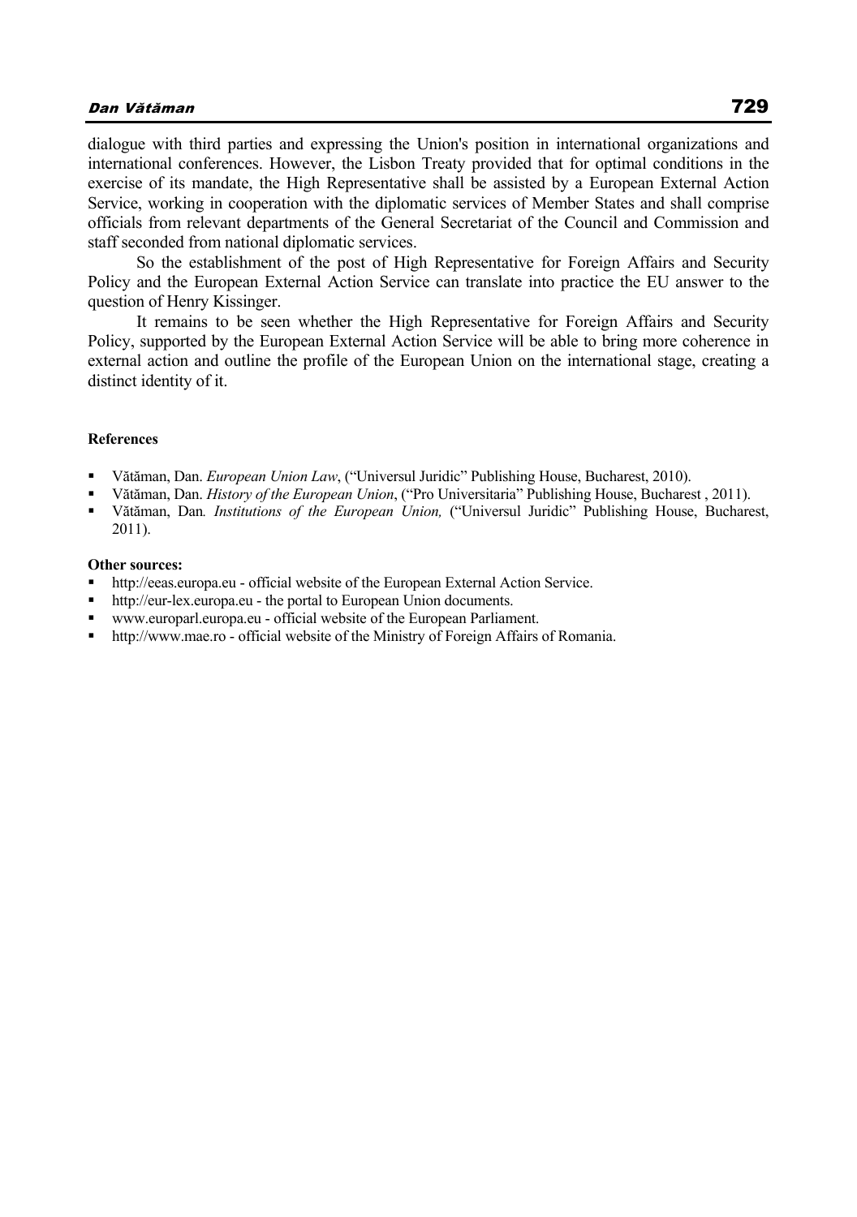dialogue with third parties and expressing the Union's position in international organizations and international conferences. However, the Lisbon Treaty provided that for optimal conditions in the exercise of its mandate, the High Representative shall be assisted by a European External Action Service, working in cooperation with the diplomatic services of Member States and shall comprise officials from relevant departments of the General Secretariat of the Council and Commission and staff seconded from national diplomatic services.

So the establishment of the post of High Representative for Foreign Affairs and Security Policy and the European External Action Service can translate into practice the EU answer to the question of Henry Kissinger.

It remains to be seen whether the High Representative for Foreign Affairs and Security Policy, supported by the European External Action Service will be able to bring more coherence in external action and outline the profile of the European Union on the international stage, creating a distinct identity of it.

**References**

- Vătăman, Dan. *European Union Law*, ("Universul Juridic" Publishing House, Bucharest, 2010).
- Vătăman, Dan. *History of the European Union*, ("Pro Universitaria" Publishing House, Bucharest , 2011).
- Vătăman, Dan*. Institutions of the European Union,* ("Universul Juridic" Publishing House, Bucharest, 2011).

**Other sources:**

- http://eeas.europa.eu - official website of the European External Action Service.
- http://eur-lex.europa.eu - the portal to European Union documents.
- www.europarl.europa.eu - official website of the European Parliament.
- http://www.mae.ro - official website of the Ministry of Foreign Affairs of Romania.